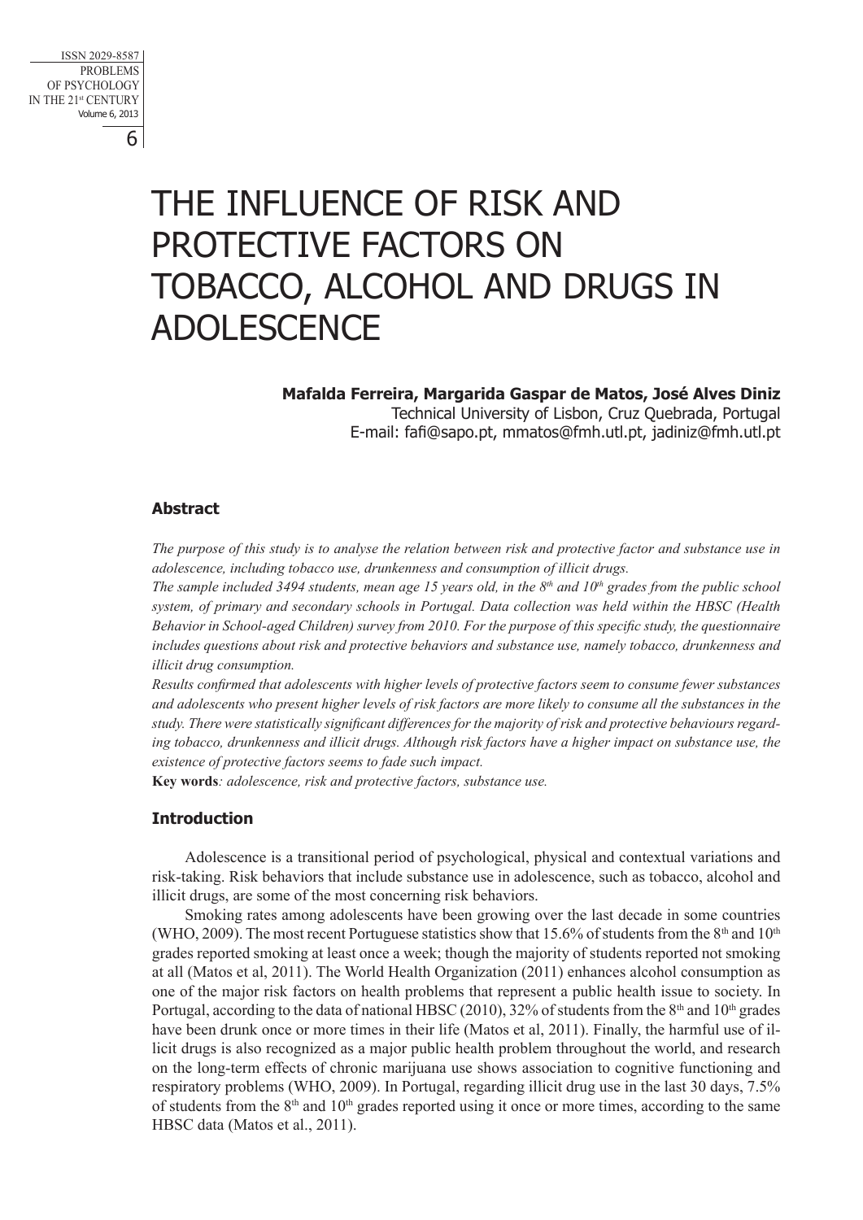# THE INFLUENCE OF RISK AND PROTECTIVE FACTORS ON TOBACCO, ALCOHOL AND DRUGS IN ADOLESCENCE

**Mafalda Ferreira, Margarida Gaspar de Matos, José Alves Diniz**
Technical University of Lisbon, Cruz Quebrada, Portugal
E-mail: fafi@sapo.pt, mmatos@fmh.utl.pt, jadiniz@fmh.utl.pt

## Abstract

*The purpose of this study is to analyse the relation between risk and protective factor and substance use in adolescence, including tobacco use, drunkenness and consumption of illicit drugs.*

*The sample included 3494 students, mean age 15 years old, in the 8th and 10th grades from the public school system, of primary and secondary schools in Portugal. Data collection was held within the HBSC (Health Behavior in School-aged Children) survey from 2010. For the purpose of this specific study, the questionnaire includes questions about risk and protective behaviors and substance use, namely tobacco, drunkenness and illicit drug consumption.*

*Results confirmed that adolescents with higher levels of protective factors seem to consume fewer substances and adolescents who present higher levels of risk factors are more likely to consume all the substances in the study. There were statistically significant differences for the majority of risk and protective behaviours regarding tobacco, drunkenness and illicit drugs. Although risk factors have a higher impact on substance use, the existence of protective factors seems to fade such impact.*

**Key words**: *adolescence, risk and protective factors, substance use.*

## Introduction

Adolescence is a transitional period of psychological, physical and contextual variations and risk-taking. Risk behaviors that include substance use in adolescence, such as tobacco, alcohol and illicit drugs, are some of the most concerning risk behaviors.

Smoking rates among adolescents have been growing over the last decade in some countries (WHO, 2009). The most recent Portuguese statistics show that 15.6% of students from the 8th and 10th grades reported smoking at least once a week; though the majority of students reported not smoking at all (Matos et al, 2011). The World Health Organization (2011) enhances alcohol consumption as one of the major risk factors on health problems that represent a public health issue to society. In Portugal, according to the data of national HBSC (2010), 32% of students from the 8th and 10th grades have been drunk once or more times in their life (Matos et al, 2011). Finally, the harmful use of illicit drugs is also recognized as a major public health problem throughout the world, and research on the long-term effects of chronic marijuana use shows association to cognitive functioning and respiratory problems (WHO, 2009). In Portugal, regarding illicit drug use in the last 30 days, 7.5% of students from the 8th and 10th grades reported using it once or more times, according to the same HBSC data (Matos et al., 2011).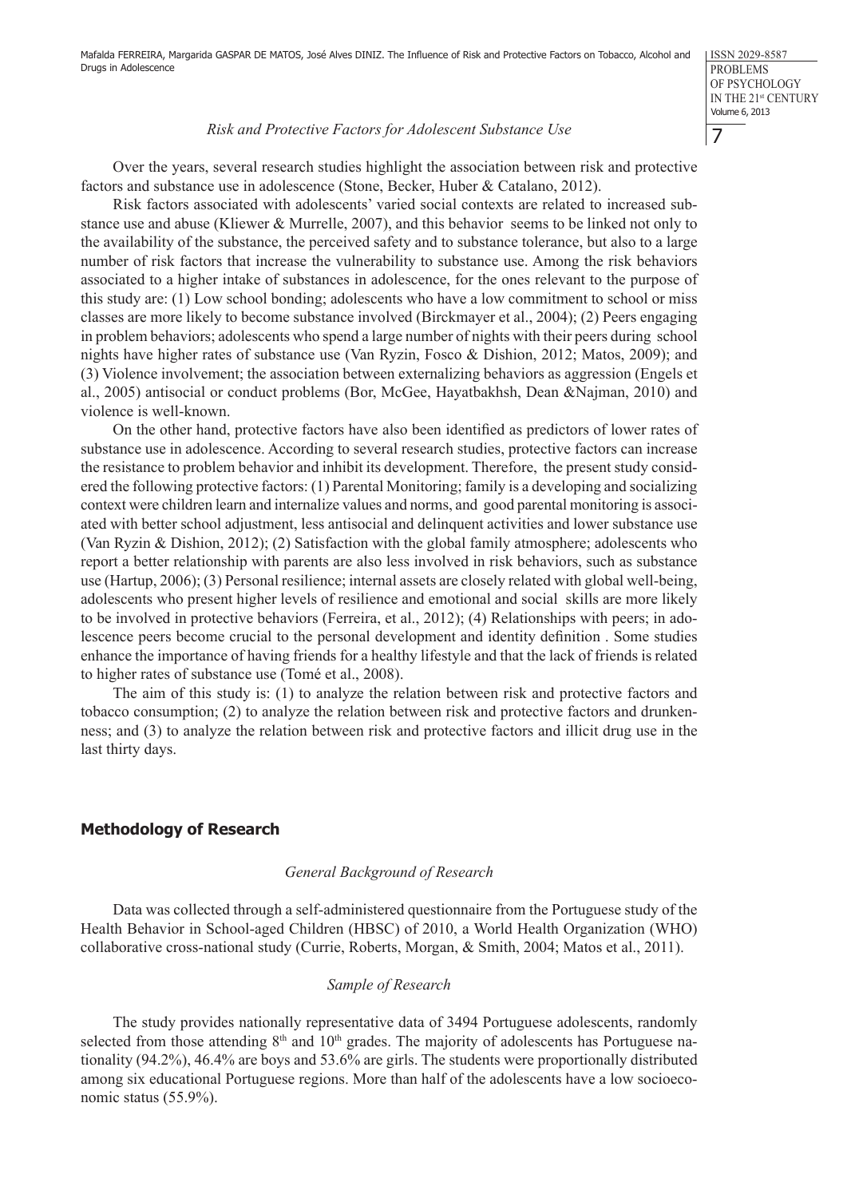*Risk and Protective Factors for Adolescent Substance Use*

Over the years, several research studies highlight the association between risk and protective factors and substance use in adolescence (Stone, Becker, Huber & Catalano, 2012).

Risk factors associated with adolescents' varied social contexts are related to increased substance use and abuse (Kliewer & Murrelle, 2007), and this behavior seems to be linked not only to the availability of the substance, the perceived safety and to substance tolerance, but also to a large number of risk factors that increase the vulnerability to substance use. Among the risk behaviors associated to a higher intake of substances in adolescence, for the ones relevant to the purpose of this study are: (1) Low school bonding; adolescents who have a low commitment to school or miss classes are more likely to become substance involved (Birckmayer et al., 2004); (2) Peers engaging in problem behaviors; adolescents who spend a large number of nights with their peers during school nights have higher rates of substance use (Van Ryzin, Fosco & Dishion, 2012; Matos, 2009); and (3) Violence involvement; the association between externalizing behaviors as aggression (Engels et al., 2005) antisocial or conduct problems (Bor, McGee, Hayatbakhsh, Dean &Najman, 2010) and violence is well-known.

On the other hand, protective factors have also been identified as predictors of lower rates of substance use in adolescence. According to several research studies, protective factors can increase the resistance to problem behavior and inhibit its development. Therefore, the present study considered the following protective factors: (1) Parental Monitoring; family is a developing and socializing context were children learn and internalize values and norms, and good parental monitoring is associated with better school adjustment, less antisocial and delinquent activities and lower substance use (Van Ryzin & Dishion, 2012); (2) Satisfaction with the global family atmosphere; adolescents who report a better relationship with parents are also less involved in risk behaviors, such as substance use (Hartup, 2006); (3) Personal resilience; internal assets are closely related with global well-being, adolescents who present higher levels of resilience and emotional and social skills are more likely to be involved in protective behaviors (Ferreira, et al., 2012); (4) Relationships with peers; in adolescence peers become crucial to the personal development and identity definition . Some studies enhance the importance of having friends for a healthy lifestyle and that the lack of friends is related to higher rates of substance use (Tomé et al., 2008).

The aim of this study is: (1) to analyze the relation between risk and protective factors and tobacco consumption; (2) to analyze the relation between risk and protective factors and drunkenness; and (3) to analyze the relation between risk and protective factors and illicit drug use in the last thirty days.

## Methodology of Research

*General Background of Research*

Data was collected through a self-administered questionnaire from the Portuguese study of the Health Behavior in School-aged Children (HBSC) of 2010, a World Health Organization (WHO) collaborative cross-national study (Currie, Roberts, Morgan, & Smith, 2004; Matos et al., 2011).

*Sample of Research*

The study provides nationally representative data of 3494 Portuguese adolescents, randomly selected from those attending 8th and 10th grades. The majority of adolescents has Portuguese nationality (94.2%), 46.4% are boys and 53.6% are girls. The students were proportionally distributed among six educational Portuguese regions. More than half of the adolescents have a low socioeconomic status (55.9%).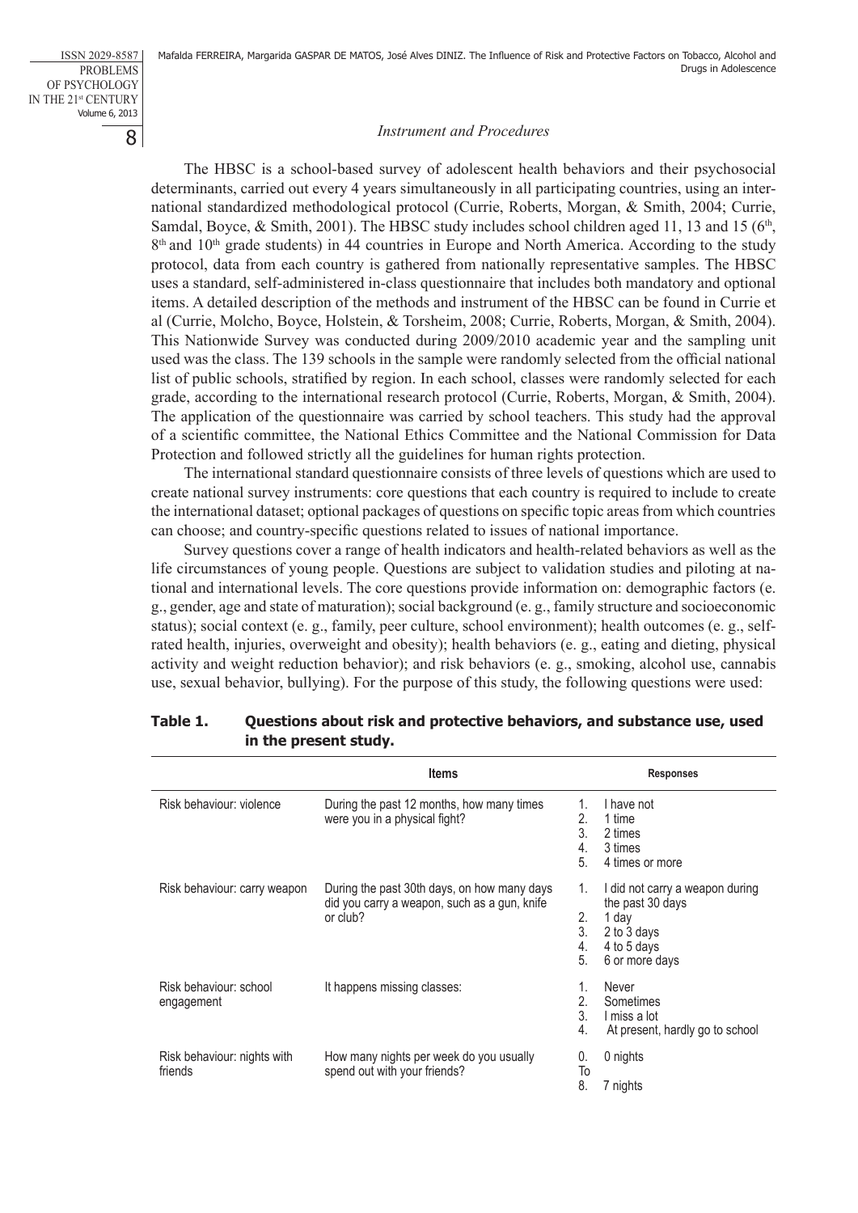*Instrument and Procedures*

The HBSC is a school-based survey of adolescent health behaviors and their psychosocial determinants, carried out every 4 years simultaneously in all participating countries, using an international standardized methodological protocol (Currie, Roberts, Morgan, & Smith, 2004; Currie, Samdal, Boyce, & Smith, 2001). The HBSC study includes school children aged 11, 13 and 15 (6th, 8th and 10th grade students) in 44 countries in Europe and North America. According to the study protocol, data from each country is gathered from nationally representative samples. The HBSC uses a standard, self-administered in-class questionnaire that includes both mandatory and optional items. A detailed description of the methods and instrument of the HBSC can be found in Currie et al (Currie, Molcho, Boyce, Holstein, & Torsheim, 2008; Currie, Roberts, Morgan, & Smith, 2004). This Nationwide Survey was conducted during 2009/2010 academic year and the sampling unit used was the class. The 139 schools in the sample were randomly selected from the official national list of public schools, stratified by region. In each school, classes were randomly selected for each grade, according to the international research protocol (Currie, Roberts, Morgan, & Smith, 2004). The application of the questionnaire was carried by school teachers. This study had the approval of a scientific committee, the National Ethics Committee and the National Commission for Data Protection and followed strictly all the guidelines for human rights protection.

The international standard questionnaire consists of three levels of questions which are used to create national survey instruments: core questions that each country is required to include to create the international dataset; optional packages of questions on specific topic areas from which countries can choose; and country-specific questions related to issues of national importance.

Survey questions cover a range of health indicators and health-related behaviors as well as the life circumstances of young people. Questions are subject to validation studies and piloting at national and international levels. The core questions provide information on: demographic factors (e. g., gender, age and state of maturation); social background (e. g., family structure and socioeconomic status); social context (e. g., family, peer culture, school environment); health outcomes (e. g., self-rated health, injuries, overweight and obesity); health behaviors (e. g., eating and dieting, physical activity and weight reduction behavior); and risk behaviors (e. g., smoking, alcohol use, cannabis use, sexual behavior, bullying). For the purpose of this study, the following questions were used:

**Table 1. Questions about risk and protective behaviors, and substance use, used in the present study.**

| | Items | Responses |
|---|---|---|
| Risk behaviour: violence | During the past 12 months, how many times were you in a physical fight? | 1. I have not<br>2. 1 time<br>3. 2 times<br>4. 3 times<br>5. 4 times or more |
| Risk behaviour: carry weapon | During the past 30th days, on how many days did you carry a weapon, such as a gun, knife or club? | 1. I did not carry a weapon during the past 30 days<br>2. 1 day<br>3. 2 to 3 days<br>4. 4 to 5 days<br>5. 6 or more days |
| Risk behaviour: school engagement | It happens missing classes: | 1. Never<br>2. Sometimes<br>3. I miss a lot<br>4. At present, hardly go to school |
| Risk behaviour: nights with friends | How many nights per week do you usually spend out with your friends? | 0. 0 nights<br>To<br>8. 7 nights |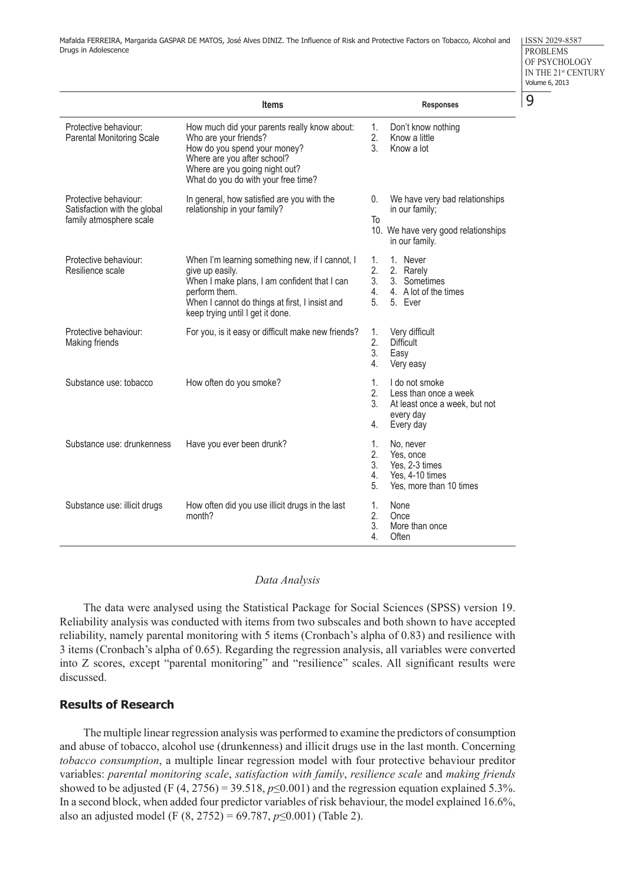| | Items | Responses |
|---|---|---|
| Protective behaviour: Parental Monitoring Scale | How much did your parents really know about: Who are your friends? How do you spend your money? Where are you after school? Where are you going night out? What do you do with your free time? | 1. Don't know nothing 2. Know a little 3. Know a lot |
| Protective behaviour: Satisfaction with the global family atmosphere scale | In general, how satisfied are you with the relationship in your family? | 0. We have very bad relationships in our family; To 10. We have very good relationships in our family. |
| Protective behaviour: Resilience scale | When I'm learning something new, if I cannot, I give up easily. When I make plans, I am confident that I can perform them. When I cannot do things at first, I insist and keep trying until I get it done. | 1. 1. Never 2. 2. Rarely 3. 3. Sometimes 4. 4. A lot of the times 5. 5. Ever |
| Protective behaviour: Making friends | For you, is it easy or difficult make new friends? | 1. Very difficult 2. Difficult 3. Easy 4. Very easy |
| Substance use: tobacco | How often do you smoke? | 1. I do not smoke 2. Less than once a week 3. At least once a week, but not every day 4. Every day |
| Substance use: drunkenness | Have you ever been drunk? | 1. No, never 2. Yes, once 3. Yes, 2-3 times 4. Yes, 4-10 times 5. Yes, more than 10 times |
| Substance use: illicit drugs | How often did you use illicit drugs in the last month? | 1. None 2. Once 3. More than once 4. Often |

### *Data Analysis*

The data were analysed using the Statistical Package for Social Sciences (SPSS) version 19. Reliability analysis was conducted with items from two subscales and both shown to have accepted reliability, namely parental monitoring with 5 items (Cronbach's alpha of 0.83) and resilience with 3 items (Cronbach's alpha of 0.65). Regarding the regression analysis, all variables were converted into Z scores, except "parental monitoring" and "resilience" scales. All significant results were discussed.

## Results of Research

The multiple linear regression analysis was performed to examine the predictors of consumption and abuse of tobacco, alcohol use (drunkenness) and illicit drugs use in the last month. Concerning *tobacco consumption*, a multiple linear regression model with four protective behaviour preditor variables: *parental monitoring scale*, *satisfaction with family*, *resilience scale* and *making friends* showed to be adjusted ($F(4, 2756) = 39.518$, $p \leq 0.001$) and the regression equation explained 5.3%. In a second block, when added four predictor variables of risk behaviour, the model explained 16.6%, also an adjusted model ($F(8, 2752) = 69.787$, $p \leq 0.001$) (Table 2).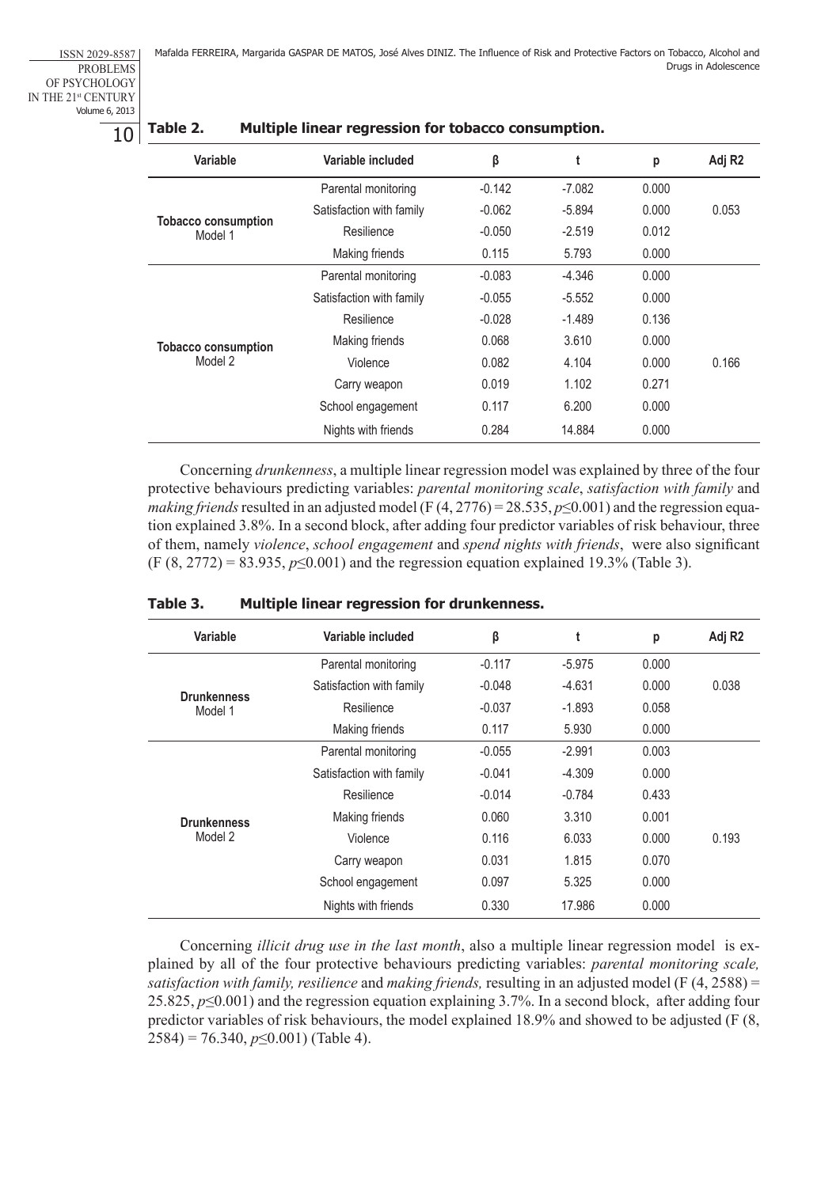**Table 2. Multiple linear regression for tobacco consumption.**

| Variable | Variable included | β | t | p | Adj R2 |
|---|---|---|---|---|---|
| **Tobacco consumption** Model 1 | Parental monitoring | -0.142 | -7.082 | 0.000 | 0.053 |
| | Satisfaction with family | -0.062 | -5.894 | 0.000 | |
| | Resilience | -0.050 | -2.519 | 0.012 | |
| | Making friends | 0.115 | 5.793 | 0.000 | |
| **Tobacco consumption** Model 2 | Parental monitoring | -0.083 | -4.346 | 0.000 | 0.166 |
| | Satisfaction with family | -0.055 | -5.552 | 0.000 | |
| | Resilience | -0.028 | -1.489 | 0.136 | |
| | Making friends | 0.068 | 3.610 | 0.000 | |
| | Violence | 0.082 | 4.104 | 0.000 | |
| | Carry weapon | 0.019 | 1.102 | 0.271 | |
| | School engagement | 0.117 | 6.200 | 0.000 | |
| | Nights with friends | 0.284 | 14.884 | 0.000 | |

Concerning *drunkenness*, a multiple linear regression model was explained by three of the four protective behaviours predicting variables: *parental monitoring scale*, *satisfaction with family* and *making friends* resulted in an adjusted model ($F (4, 2776) = 28.535$, $p \leq 0.001$) and the regression equation explained 3.8%. In a second block, after adding four predictor variables of risk behaviour, three of them, namely *violence*, *school engagement* and *spend nights with friends*, were also significant ($F (8, 2772) = 83.935$, $p \leq 0.001$) and the regression equation explained 19.3% (Table 3).

**Table 3. Multiple linear regression for drunkenness.**

| Variable | Variable included | β | t | p | Adj R2 |
|---|---|---|---|---|---|
| **Drunkenness** Model 1 | Parental monitoring | -0.117 | -5.975 | 0.000 | 0.038 |
| | Satisfaction with family | -0.048 | -4.631 | 0.000 | |
| | Resilience | -0.037 | -1.893 | 0.058 | |
| | Making friends | 0.117 | 5.930 | 0.000 | |
| **Drunkenness** Model 2 | Parental monitoring | -0.055 | -2.991 | 0.003 | 0.193 |
| | Satisfaction with family | -0.041 | -4.309 | 0.000 | |
| | Resilience | -0.014 | -0.784 | 0.433 | |
| | Making friends | 0.060 | 3.310 | 0.001 | |
| | Violence | 0.116 | 6.033 | 0.000 | |
| | Carry weapon | 0.031 | 1.815 | 0.070 | |
| | School engagement | 0.097 | 5.325 | 0.000 | |
| | Nights with friends | 0.330 | 17.986 | 0.000 | |

Concerning *illicit drug use in the last month*, also a multiple linear regression model is explained by all of the four protective behaviours predicting variables: *parental monitoring scale, satisfaction with family, resilience* and *making friends,* resulting in an adjusted model ($F (4, 2588) = 25.825$, $p \leq 0.001$) and the regression equation explaining 3.7%. In a second block, after adding four predictor variables of risk behaviours, the model explained 18.9% and showed to be adjusted ($F (8, 2584) = 76.340$, $p \leq 0.001$) (Table 4).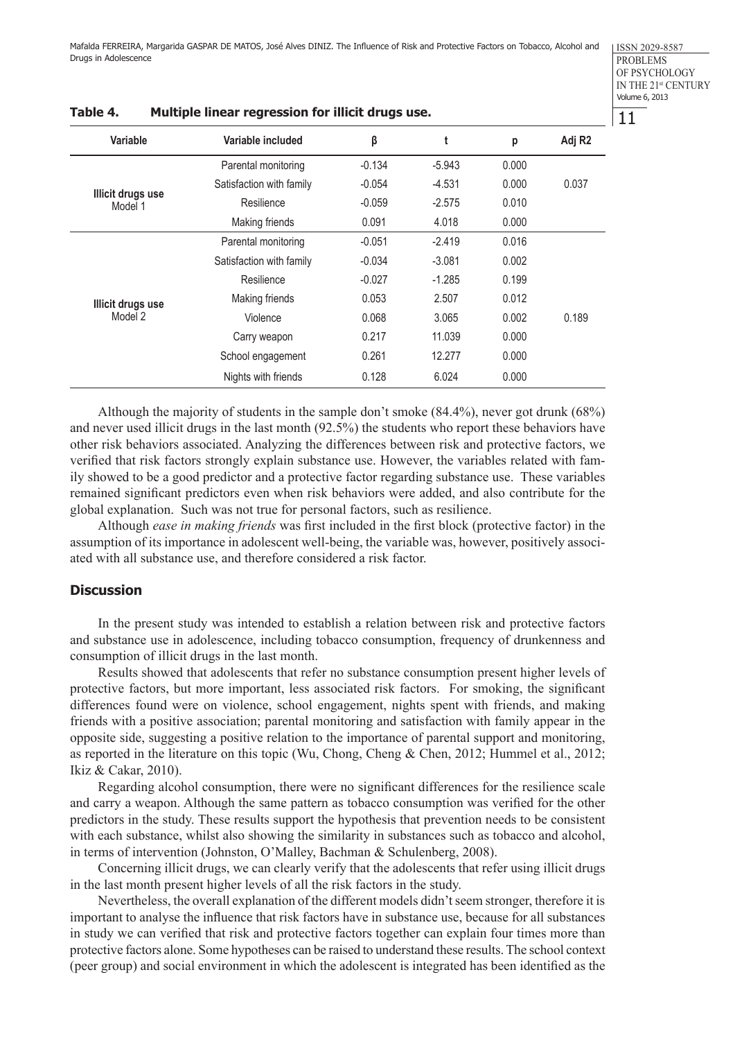**Table 4. Multiple linear regression for illicit drugs use.**

| Variable | Variable included | β | t | p | Adj R2 |
|---|---|---|---|---|---|
| Illicit drugs use Model 1 | Parental monitoring | -0.134 | -5.943 | 0.000 | 0.037 |
| | Satisfaction with family | -0.054 | -4.531 | 0.000 | |
| | Resilience | -0.059 | -2.575 | 0.010 | |
| | Making friends | 0.091 | 4.018 | 0.000 | |
| Illicit drugs use Model 2 | Parental monitoring | -0.051 | -2.419 | 0.016 | 0.189 |
| | Satisfaction with family | -0.034 | -3.081 | 0.002 | |
| | Resilience | -0.027 | -1.285 | 0.199 | |
| | Making friends | 0.053 | 2.507 | 0.012 | |
| | Violence | 0.068 | 3.065 | 0.002 | |
| | Carry weapon | 0.217 | 11.039 | 0.000 | |
| | School engagement | 0.261 | 12.277 | 0.000 | |
| | Nights with friends | 0.128 | 6.024 | 0.000 | |

Although the majority of students in the sample don't smoke (84.4%), never got drunk (68%) and never used illicit drugs in the last month (92.5%) the students who report these behaviors have other risk behaviors associated. Analyzing the differences between risk and protective factors, we verified that risk factors strongly explain substance use. However, the variables related with family showed to be a good predictor and a protective factor regarding substance use. These variables remained significant predictors even when risk behaviors were added, and also contribute for the global explanation. Such was not true for personal factors, such as resilience.

Although *ease in making friends* was first included in the first block (protective factor) in the assumption of its importance in adolescent well-being, the variable was, however, positively associated with all substance use, and therefore considered a risk factor.

## Discussion

In the present study was intended to establish a relation between risk and protective factors and substance use in adolescence, including tobacco consumption, frequency of drunkenness and consumption of illicit drugs in the last month.

Results showed that adolescents that refer no substance consumption present higher levels of protective factors, but more important, less associated risk factors. For smoking, the significant differences found were on violence, school engagement, nights spent with friends, and making friends with a positive association; parental monitoring and satisfaction with family appear in the opposite side, suggesting a positive relation to the importance of parental support and monitoring, as reported in the literature on this topic (Wu, Chong, Cheng & Chen, 2012; Hummel et al., 2012; Ikiz & Cakar, 2010).

Regarding alcohol consumption, there were no significant differences for the resilience scale and carry a weapon. Although the same pattern as tobacco consumption was verified for the other predictors in the study. These results support the hypothesis that prevention needs to be consistent with each substance, whilst also showing the similarity in substances such as tobacco and alcohol, in terms of intervention (Johnston, O'Malley, Bachman & Schulenberg, 2008).

Concerning illicit drugs, we can clearly verify that the adolescents that refer using illicit drugs in the last month present higher levels of all the risk factors in the study.

Nevertheless, the overall explanation of the different models didn't seem stronger, therefore it is important to analyse the influence that risk factors have in substance use, because for all substances in study we can verified that risk and protective factors together can explain four times more than protective factors alone. Some hypotheses can be raised to understand these results. The school context (peer group) and social environment in which the adolescent is integrated has been identified as the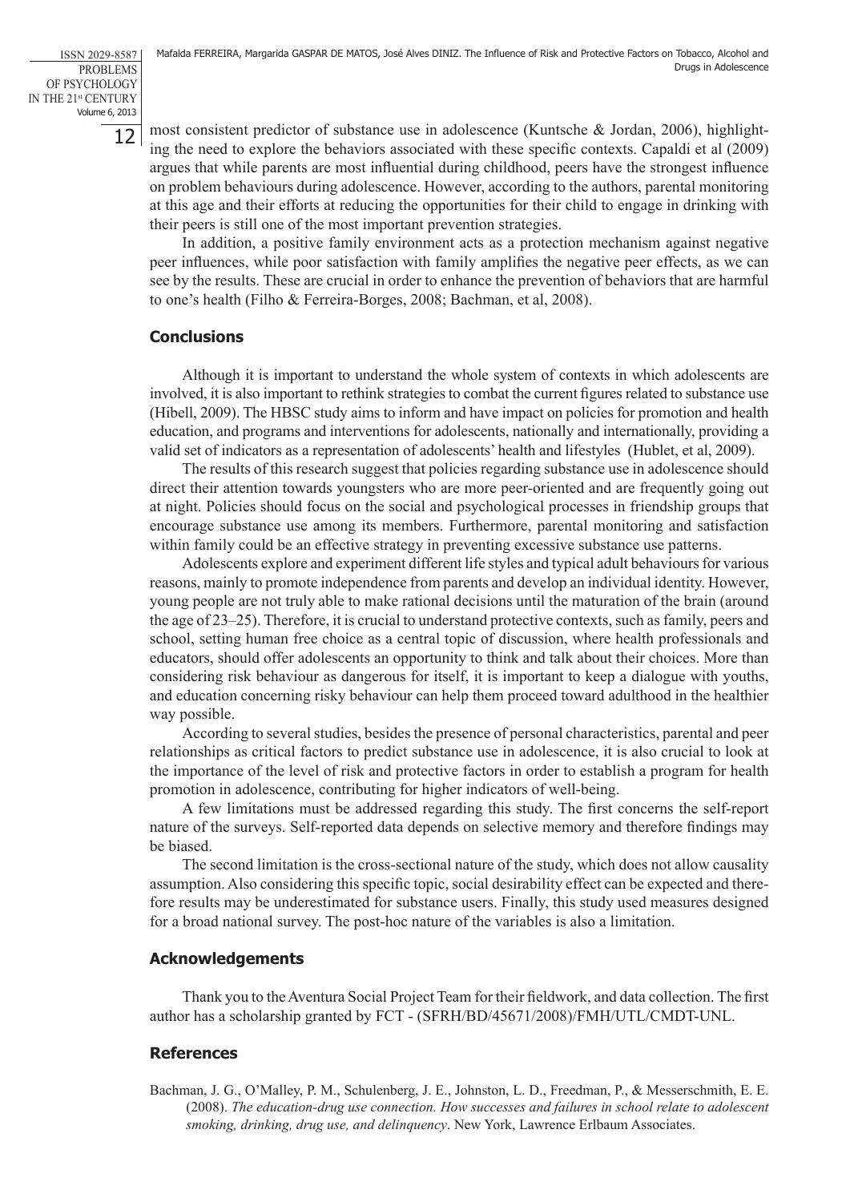most consistent predictor of substance use in adolescence (Kuntsche & Jordan, 2006), highlighting the need to explore the behaviors associated with these specific contexts. Capaldi et al (2009) argues that while parents are most influential during childhood, peers have the strongest influence on problem behaviours during adolescence. However, according to the authors, parental monitoring at this age and their efforts at reducing the opportunities for their child to engage in drinking with their peers is still one of the most important prevention strategies.

In addition, a positive family environment acts as a protection mechanism against negative peer influences, while poor satisfaction with family amplifies the negative peer effects, as we can see by the results. These are crucial in order to enhance the prevention of behaviors that are harmful to one's health (Filho & Ferreira-Borges, 2008; Bachman, et al, 2008).

## Conclusions

Although it is important to understand the whole system of contexts in which adolescents are involved, it is also important to rethink strategies to combat the current figures related to substance use (Hibell, 2009). The HBSC study aims to inform and have impact on policies for promotion and health education, and programs and interventions for adolescents, nationally and internationally, providing a valid set of indicators as a representation of adolescents' health and lifestyles (Hublet, et al, 2009).

The results of this research suggest that policies regarding substance use in adolescence should direct their attention towards youngsters who are more peer-oriented and are frequently going out at night. Policies should focus on the social and psychological processes in friendship groups that encourage substance use among its members. Furthermore, parental monitoring and satisfaction within family could be an effective strategy in preventing excessive substance use patterns.

Adolescents explore and experiment different life styles and typical adult behaviours for various reasons, mainly to promote independence from parents and develop an individual identity. However, young people are not truly able to make rational decisions until the maturation of the brain (around the age of 23–25). Therefore, it is crucial to understand protective contexts, such as family, peers and school, setting human free choice as a central topic of discussion, where health professionals and educators, should offer adolescents an opportunity to think and talk about their choices. More than considering risk behaviour as dangerous for itself, it is important to keep a dialogue with youths, and education concerning risky behaviour can help them proceed toward adulthood in the healthier way possible.

According to several studies, besides the presence of personal characteristics, parental and peer relationships as critical factors to predict substance use in adolescence, it is also crucial to look at the importance of the level of risk and protective factors in order to establish a program for health promotion in adolescence, contributing for higher indicators of well-being.

A few limitations must be addressed regarding this study. The first concerns the self-report nature of the surveys. Self-reported data depends on selective memory and therefore findings may be biased.

The second limitation is the cross-sectional nature of the study, which does not allow causality assumption. Also considering this specific topic, social desirability effect can be expected and therefore results may be underestimated for substance users. Finally, this study used measures designed for a broad national survey. The post-hoc nature of the variables is also a limitation.

## Acknowledgements

Thank you to the Aventura Social Project Team for their fieldwork, and data collection. The first author has a scholarship granted by FCT - (SFRH/BD/45671/2008)/FMH/UTL/CMDT-UNL.

## References

Bachman, J. G., O'Malley, P. M., Schulenberg, J. E., Johnston, L. D., Freedman, P., & Messerschmith, E. E. (2008). *The education-drug use connection. How successes and failures in school relate to adolescent smoking, drinking, drug use, and delinquency*. New York, Lawrence Erlbaum Associates.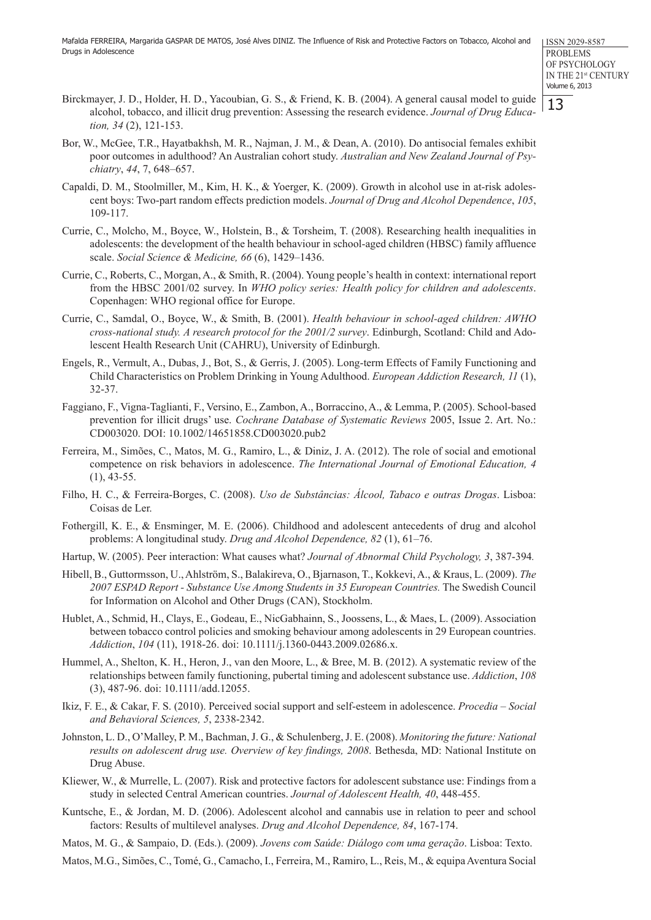Birckmayer, J. D., Holder, H. D., Yacoubian, G. S., & Friend, K. B. (2004). A general causal model to guide alcohol, tobacco, and illicit drug prevention: Assessing the research evidence. *Journal of Drug Education, 34* (2), 121-153.

Bor, W., McGee, T.R., Hayatbakhsh, M. R., Najman, J. M., & Dean, A. (2010). Do antisocial females exhibit poor outcomes in adulthood? An Australian cohort study. *Australian and New Zealand Journal of Psychiatry*, *44*, 7, 648–657.

Capaldi, D. M., Stoolmiller, M., Kim, H. K., & Yoerger, K. (2009). Growth in alcohol use in at-risk adolescent boys: Two-part random effects prediction models. *Journal of Drug and Alcohol Dependence*, *105*, 109-117.

Currie, C., Molcho, M., Boyce, W., Holstein, B., & Torsheim, T. (2008). Researching health inequalities in adolescents: the development of the health behaviour in school-aged children (HBSC) family affluence scale. *Social Science & Medicine, 66* (6), 1429–1436.

Currie, C., Roberts, C., Morgan, A., & Smith, R. (2004). Young people's health in context: international report from the HBSC 2001/02 survey. In *WHO policy series: Health policy for children and adolescents*. Copenhagen: WHO regional office for Europe.

Currie, C., Samdal, O., Boyce, W., & Smith, B. (2001). *Health behaviour in school-aged children: AWHO cross-national study. A research protocol for the 2001/2 survey*. Edinburgh, Scotland: Child and Adolescent Health Research Unit (CAHRU), University of Edinburgh.

Engels, R., Vermult, A., Dubas, J., Bot, S., & Gerris, J. (2005). Long-term Effects of Family Functioning and Child Characteristics on Problem Drinking in Young Adulthood. *European Addiction Research, 11* (1), 32-37.

Faggiano, F., Vigna-Taglianti, F., Versino, E., Zambon, A., Borraccino, A., & Lemma, P. (2005). School-based prevention for illicit drugs' use. *Cochrane Database of Systematic Reviews* 2005, Issue 2. Art. No.: CD003020. DOI: 10.1002/14651858.CD003020.pub2

Ferreira, M., Simões, C., Matos, M. G., Ramiro, L., & Diniz, J. A. (2012). The role of social and emotional competence on risk behaviors in adolescence. *The International Journal of Emotional Education, 4* (1), 43-55.

Filho, H. C., & Ferreira-Borges, C. (2008). *Uso de Substâncias: Álcool, Tabaco e outras Drogas*. Lisboa: Coisas de Ler.

Fothergill, K. E., & Ensminger, M. E. (2006). Childhood and adolescent antecedents of drug and alcohol problems: A longitudinal study. *Drug and Alcohol Dependence, 82* (1), 61–76.

Hartup, W. (2005). Peer interaction: What causes what? *Journal of Abnormal Child Psychology, 3*, 387-394*.*

Hibell, B., Guttormsson, U., Ahlström, S., Balakireva, O., Bjarnason, T., Kokkevi, A., & Kraus, L. (2009). *The 2007 ESPAD Report - Substance Use Among Students in 35 European Countries.* The Swedish Council for Information on Alcohol and Other Drugs (CAN), Stockholm.

Hublet, A., Schmid, H., Clays, E., Godeau, E., NicGabhainn, S., Joossens, L., & Maes, L. (2009). Association between tobacco control policies and smoking behaviour among adolescents in 29 European countries. *Addiction*, *104* (11), 1918-26. doi: 10.1111/j.1360-0443.2009.02686.x.

Hummel, A., Shelton, K. H., Heron, J., van den Moore, L., & Bree, M. B. (2012). A systematic review of the relationships between family functioning, pubertal timing and adolescent substance use. *Addiction*, *108* (3), 487-96. doi: 10.1111/add.12055.

Ikiz, F. E., & Cakar, F. S. (2010). Perceived social support and self-esteem in adolescence. *Procedia – Social and Behavioral Sciences, 5*, 2338-2342.

Johnston, L. D., O'Malley, P. M., Bachman, J. G., & Schulenberg, J. E. (2008). *Monitoring the future: National results on adolescent drug use. Overview of key findings, 2008*. Bethesda, MD: National Institute on Drug Abuse.

Kliewer, W., & Murrelle, L. (2007). Risk and protective factors for adolescent substance use: Findings from a study in selected Central American countries. *Journal of Adolescent Health, 40*, 448-455.

Kuntsche, E., & Jordan, M. D. (2006). Adolescent alcohol and cannabis use in relation to peer and school factors: Results of multilevel analyses. *Drug and Alcohol Dependence, 84*, 167-174.

Matos, M. G., & Sampaio, D. (Eds.). (2009). *Jovens com Saúde: Diálogo com uma geração*. Lisboa: Texto.

Matos, M.G., Simões, C., Tomé, G., Camacho, I., Ferreira, M., Ramiro, L., Reis, M., & equipa Aventura Social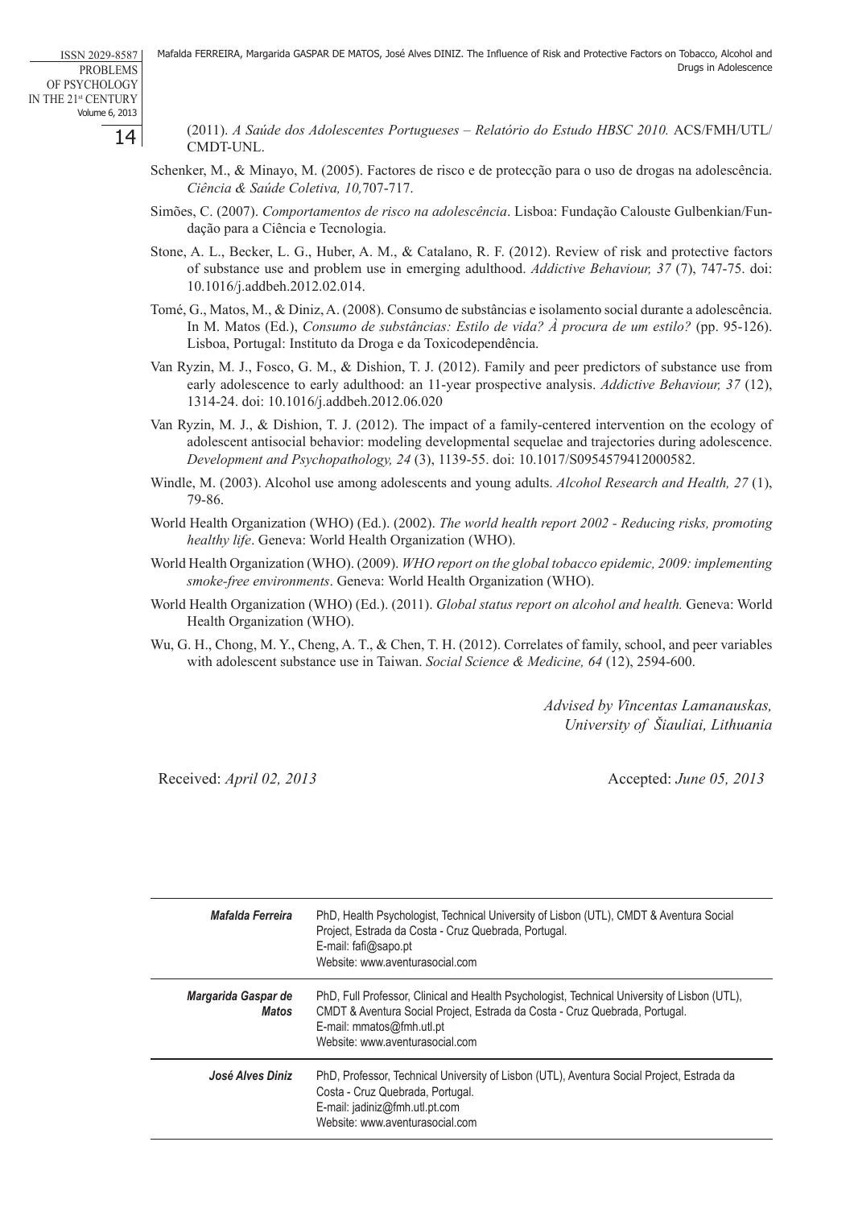(2011). *A Saúde dos Adolescentes Portugueses – Relatório do Estudo HBSC 2010.* ACS/FMH/UTL/CMDT-UNL.

Schenker, M., & Minayo, M. (2005). Factores de risco e de protecção para o uso de drogas na adolescência. *Ciência & Saúde Coletiva, 10,*707-717.

Simões, C. (2007). *Comportamentos de risco na adolescência*. Lisboa: Fundação Calouste Gulbenkian/Fundação para a Ciência e Tecnologia.

Stone, A. L., Becker, L. G., Huber, A. M., & Catalano, R. F. (2012). Review of risk and protective factors of substance use and problem use in emerging adulthood. *Addictive Behaviour, 37* (7), 747-75. doi: 10.1016/j.addbeh.2012.02.014.

Tomé, G., Matos, M., & Diniz, A. (2008). Consumo de substâncias e isolamento social durante a adolescência. In M. Matos (Ed.), *Consumo de substâncias: Estilo de vida? À procura de um estilo?* (pp. 95-126). Lisboa, Portugal: Instituto da Droga e da Toxicodependência.

Van Ryzin, M. J., Fosco, G. M., & Dishion, T. J. (2012). Family and peer predictors of substance use from early adolescence to early adulthood: an 11-year prospective analysis. *Addictive Behaviour, 37* (12), 1314-24. doi: 10.1016/j.addbeh.2012.06.020

Van Ryzin, M. J., & Dishion, T. J. (2012). The impact of a family-centered intervention on the ecology of adolescent antisocial behavior: modeling developmental sequelae and trajectories during adolescence. *Development and Psychopathology, 24* (3), 1139-55. doi: 10.1017/S0954579412000582.

Windle, M. (2003). Alcohol use among adolescents and young adults. *Alcohol Research and Health, 27* (1), 79-86.

World Health Organization (WHO) (Ed.). (2002). *The world health report 2002 - Reducing risks, promoting healthy life*. Geneva: World Health Organization (WHO).

World Health Organization (WHO). (2009). *WHO report on the global tobacco epidemic, 2009: implementing smoke-free environments*. Geneva: World Health Organization (WHO).

World Health Organization (WHO) (Ed.). (2011). *Global status report on alcohol and health.* Geneva: World Health Organization (WHO).

Wu, G. H., Chong, M. Y., Cheng, A. T., & Chen, T. H. (2012). Correlates of family, school, and peer variables with adolescent substance use in Taiwan. *Social Science & Medicine, 64* (12), 2594-600.

*Advised by Vincentas Lamanauskas, University of Šiauliai, Lithuania*

Received: *April 02, 2013*

Accepted: *June 05, 2013*

| | |
|---|---|
| ***Mafalda Ferreira*** | PhD, Health Psychologist, Technical University of Lisbon (UTL), CMDT & Aventura Social Project, Estrada da Costa - Cruz Quebrada, Portugal. E-mail: fafi@sapo.pt Website: www.aventurasocial.com |
| ***Margarida Gaspar de Matos*** | PhD, Full Professor, Clinical and Health Psychologist, Technical University of Lisbon (UTL), CMDT & Aventura Social Project, Estrada da Costa - Cruz Quebrada, Portugal. E-mail: mmatos@fmh.utl.pt Website: www.aventurasocial.com |
| ***José Alves Diniz*** | PhD, Professor, Technical University of Lisbon (UTL), Aventura Social Project, Estrada da Costa - Cruz Quebrada, Portugal. E-mail: jadiniz@fmh.utl.pt.com Website: www.aventurasocial.com |